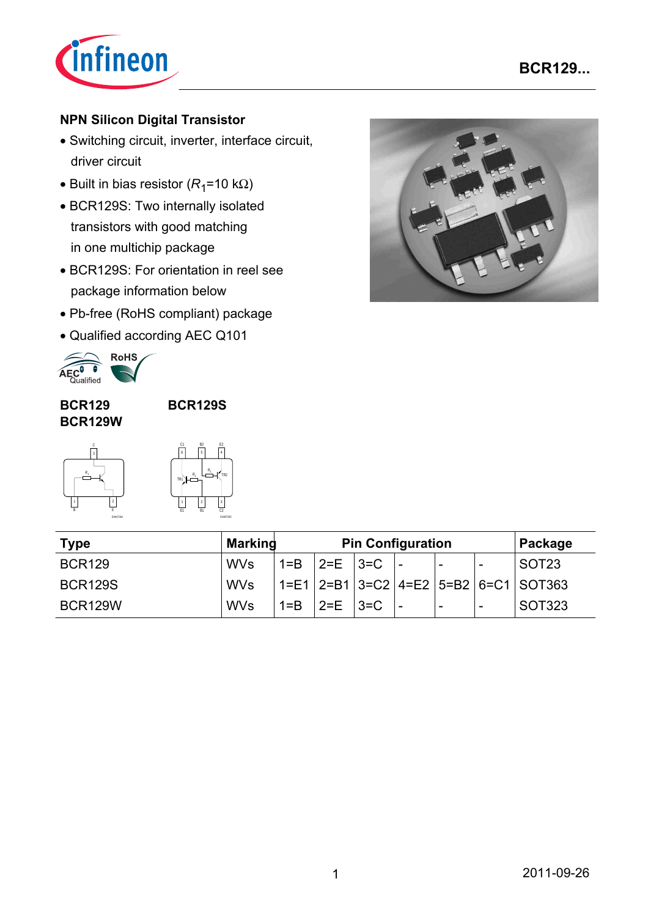## NPN Silicon Digital Transistor

- Switching circuit, inverter, interface circuit, driver circuit
- Built in bias resistor ($R_1$=10 kΩ)
- BCR129S: Two internally isolated transistors with good matching in one multichip package
- BCR129S: For orientation in reel see package information below
- Pb-free (RoHS compliant) package
- Qualified according AEC Q101

**BCR129**
**BCR129W**

**BCR129S**

| Type | Marking | Pin Configuration | | | | | | Package |
|---|---|---|---|---|---|---|---|---|
| BCR129 | WVs | 1=B | 2=E | 3=C | - | - | - | SOT23 |
| BCR129S | WVs | 1=E1 | 2=B1 | 3=C2 | 4=E2 | 5=B2 | 6=C1 | SOT363 |
| BCR129W | WVs | 1=B | 2=E | 3=C | - | - | - | SOT323 |

2011-09-26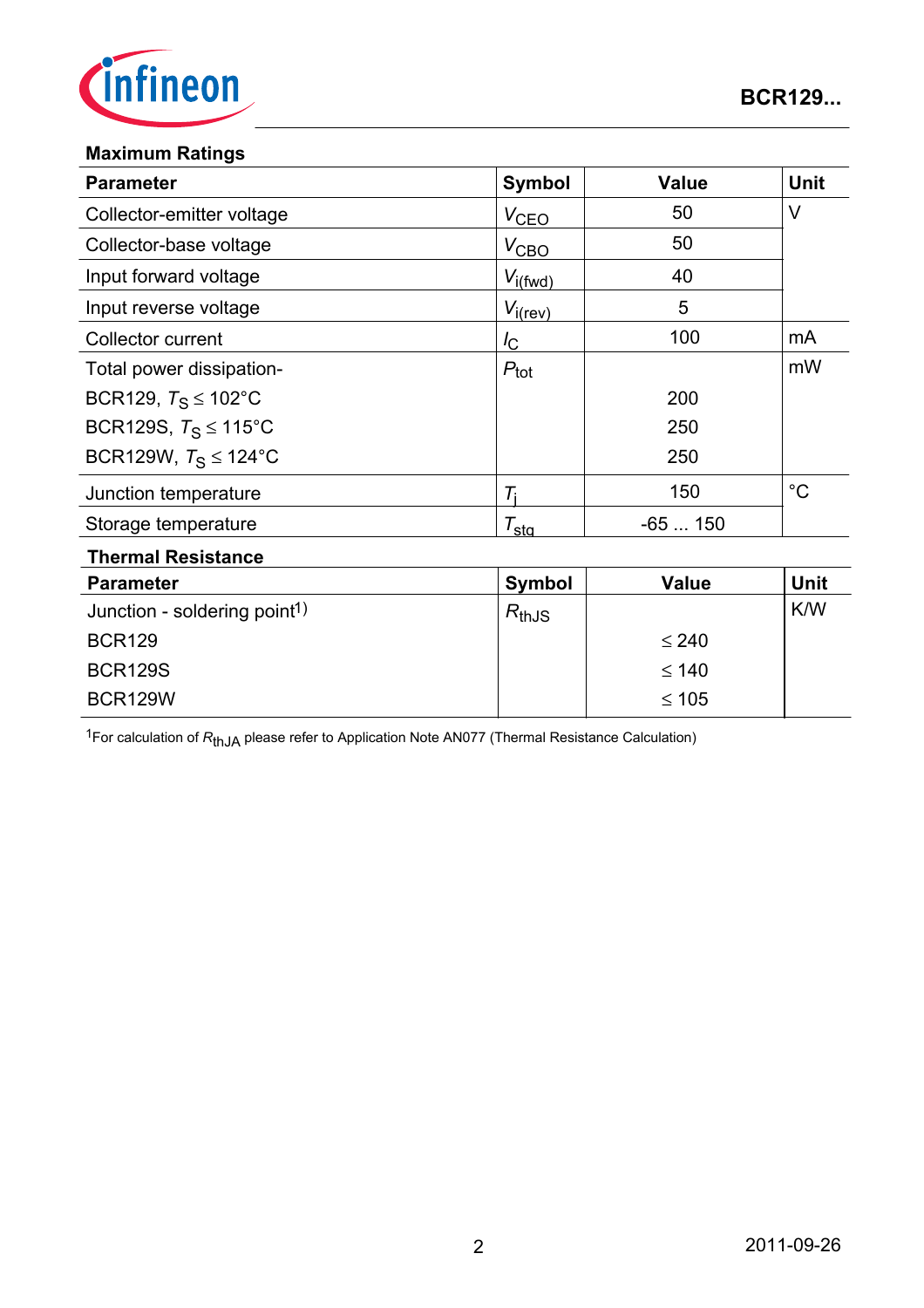## Maximum Ratings

| Parameter | Symbol | Value | Unit |
|---|---|---|---|
| Collector-emitter voltage | $V_{CEO}$ | 50 | V |
| Collector-base voltage | $V_{CBO}$ | 50 | |
| Input forward voltage | $V_{i(fwd)}$ | 40 | |
| Input reverse voltage | $V_{i(rev)}$ | 5 | |
| Collector current | $I_C$ | 100 | mA |
| Total power dissipation- | $P_{tot}$ | | mW |
| BCR129, $T_S \leq 102°C$ | | 200 | |
| BCR129S, $T_S \leq 115°C$ | | 250 | |
| BCR129W, $T_S \leq 124°C$ | | 250 | |
| Junction temperature | $T_j$ | 150 | °C |
| Storage temperature | $T_{stg}$ | -65 ... 150 | |

## Thermal Resistance

| Parameter | Symbol | Value | Unit |
|---|---|---|---|
| Junction - soldering point[1] | $R_{thJS}$ | | K/W |
| BCR129 | | $\leq$ 240 | |
| BCR129S | | $\leq$ 140 | |
| BCR129W | | $\leq$ 105 | |

[1]For calculation of $R_{thJA}$ please refer to Application Note AN077 (Thermal Resistance Calculation)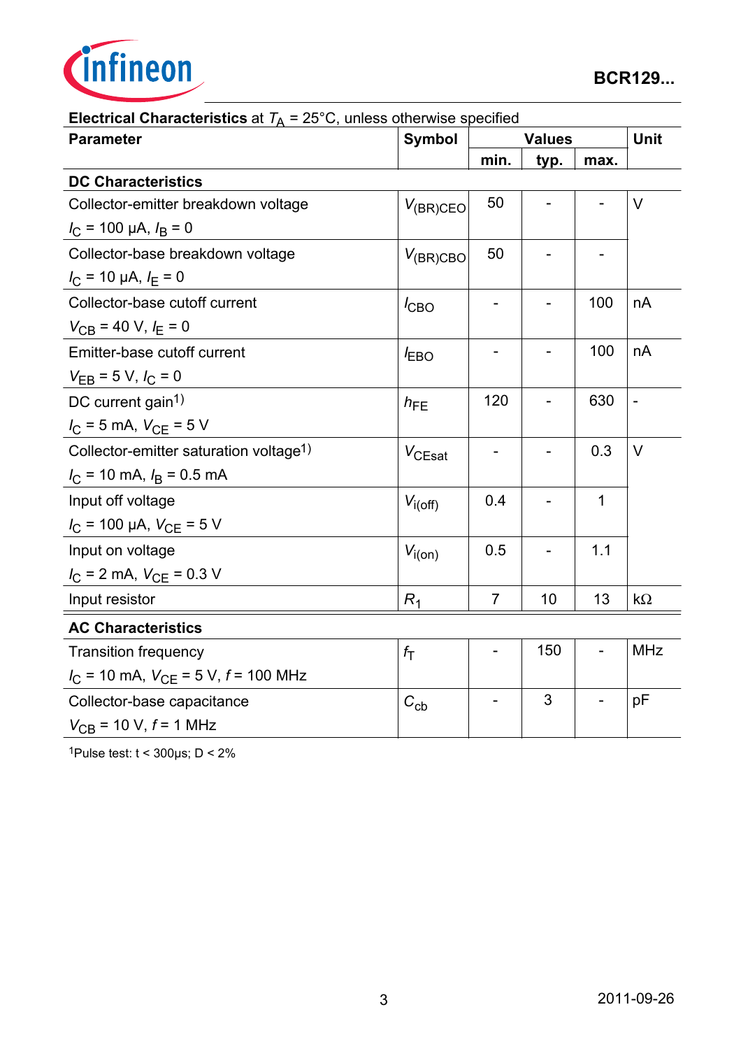**Electrical Characteristics** at $T_A$ = 25°C, unless otherwise specified

| Parameter | Symbol | Values | | | Unit |
|---|---|---|---|---|---|
| | | min. | typ. | max. | |
| **DC Characteristics** | | | | | |
| Collector-emitter breakdown voltage<br>$I_C$ = 100 µA, $I_B$ = 0 | $V_{(BR)CEO}$ | 50 | - | - | V |
| Collector-base breakdown voltage<br>$I_C$ = 10 µA, $I_E$ = 0 | $V_{(BR)CBO}$ | 50 | - | - | |
| Collector-base cutoff current<br>$V_{CB}$ = 40 V, $I_E$ = 0 | $I_{CBO}$ | - | - | 100 | nA |
| Emitter-base cutoff current<br>$V_{EB}$ = 5 V, $I_C$ = 0 | $I_{EBO}$ | - | - | 100 | nA |
| DC current gain[1]<br>$I_C$ = 5 mA, $V_{CE}$ = 5 V | $h_{FE}$ | 120 | - | 630 | - |
| Collector-emitter saturation voltage[1]<br>$I_C$ = 10 mA, $I_B$ = 0.5 mA | $V_{CEsat}$ | - | - | 0.3 | V |
| Input off voltage<br>$I_C$ = 100 µA, $V_{CE}$ = 5 V | $V_{i(off)}$ | 0.4 | - | 1 | |
| Input on voltage<br>$I_C$ = 2 mA, $V_{CE}$ = 0.3 V | $V_{i(on)}$ | 0.5 | - | 1.1 | |
| Input resistor | $R_1$ | 7 | 10 | 13 | kΩ |
| **AC Characteristics** | | | | | |
| Transition frequency<br>$I_C$ = 10 mA, $V_{CE}$ = 5 V, $f$ = 100 MHz | $f_T$ | - | 150 | - | MHz |
| Collector-base capacitance<br>$V_{CB}$ = 10 V, $f$ = 1 MHz | $C_{cb}$ | - | 3 | - | pF |

[1]Pulse test: t < 300µs; D < 2%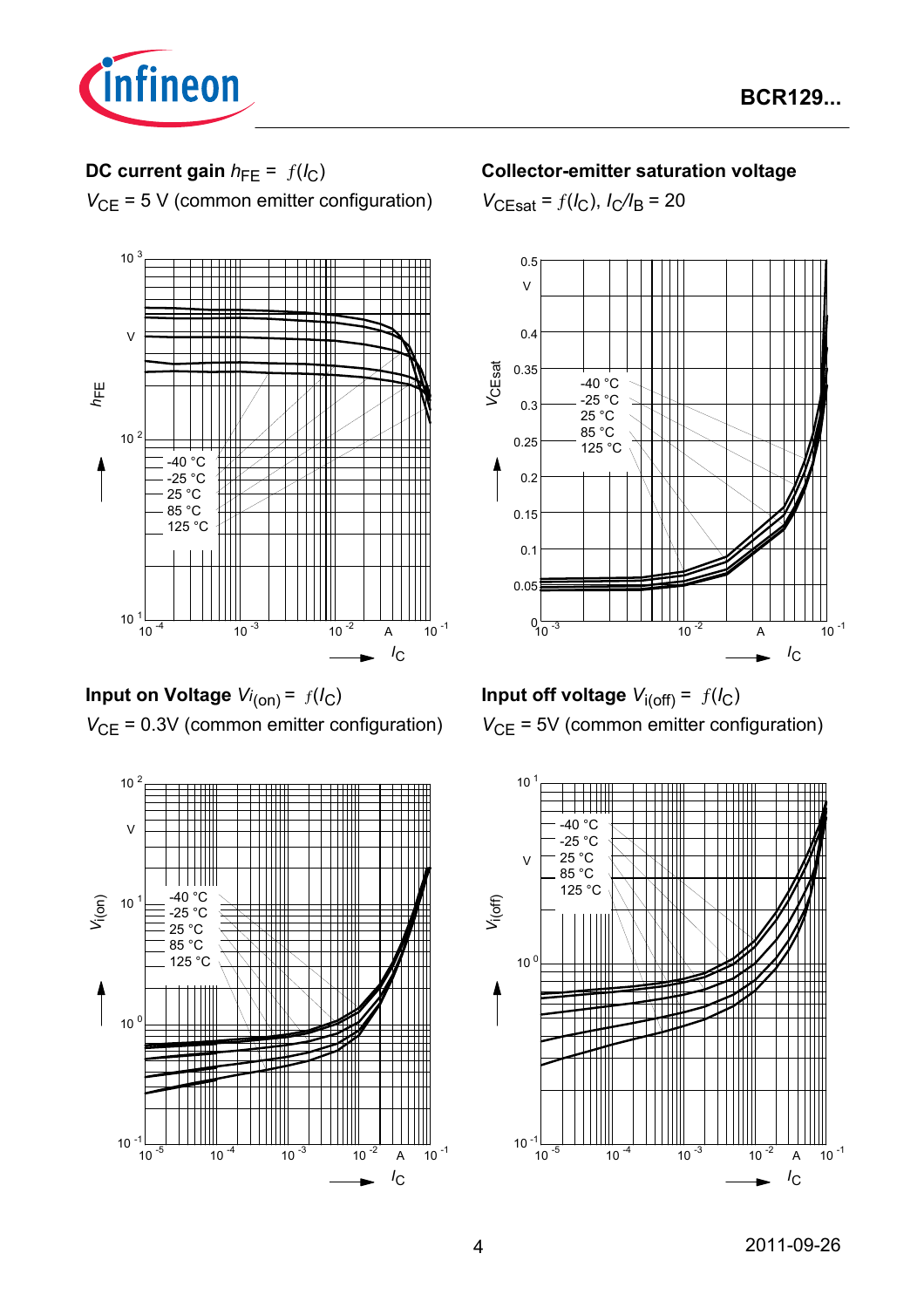**DC current gain** $h_{FE} = f(I_C)$

$V_{CE}$ = 5 V (common emitter configuration)

**Collector-emitter saturation voltage**

$V_{CEsat} = f(I_C)$, $I_C/I_B = 20$

**Input on Voltage** $V_{i(on)} = f(I_C)$

$V_{CE}$ = 0.3V (common emitter configuration)

**Input off voltage** $V_{i(off)} = f(I_C)$

$V_{CE}$ = 5V (common emitter configuration)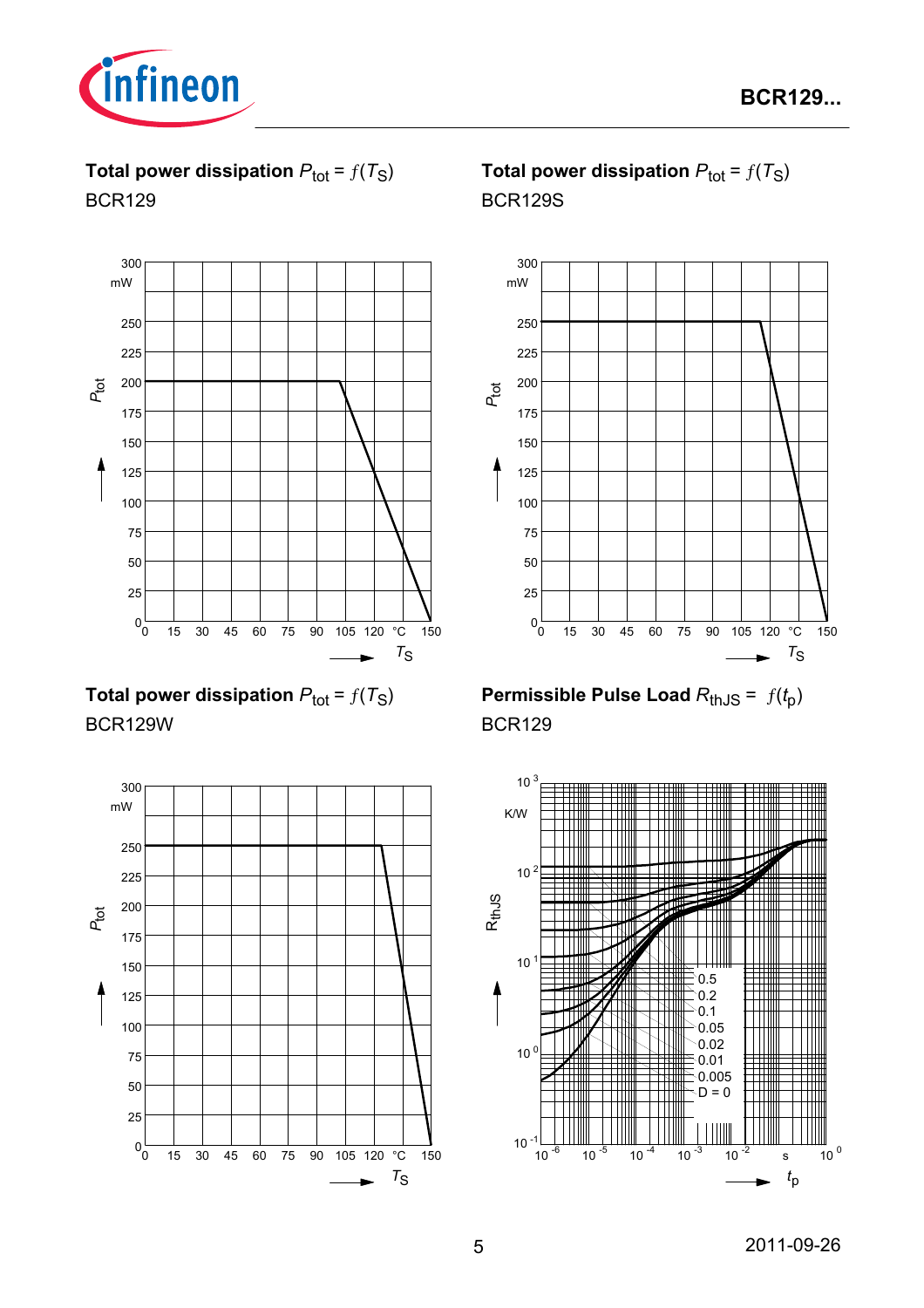**Total power dissipation** $P_{tot} = f(T_S)$

BCR129

**Total power dissipation** $P_{tot} = f(T_S)$

BCR129S

**Total power dissipation** $P_{tot} = f(T_S)$

BCR129W

**Permissible Pulse Load** $R_{thJS} = f(t_p)$

BCR129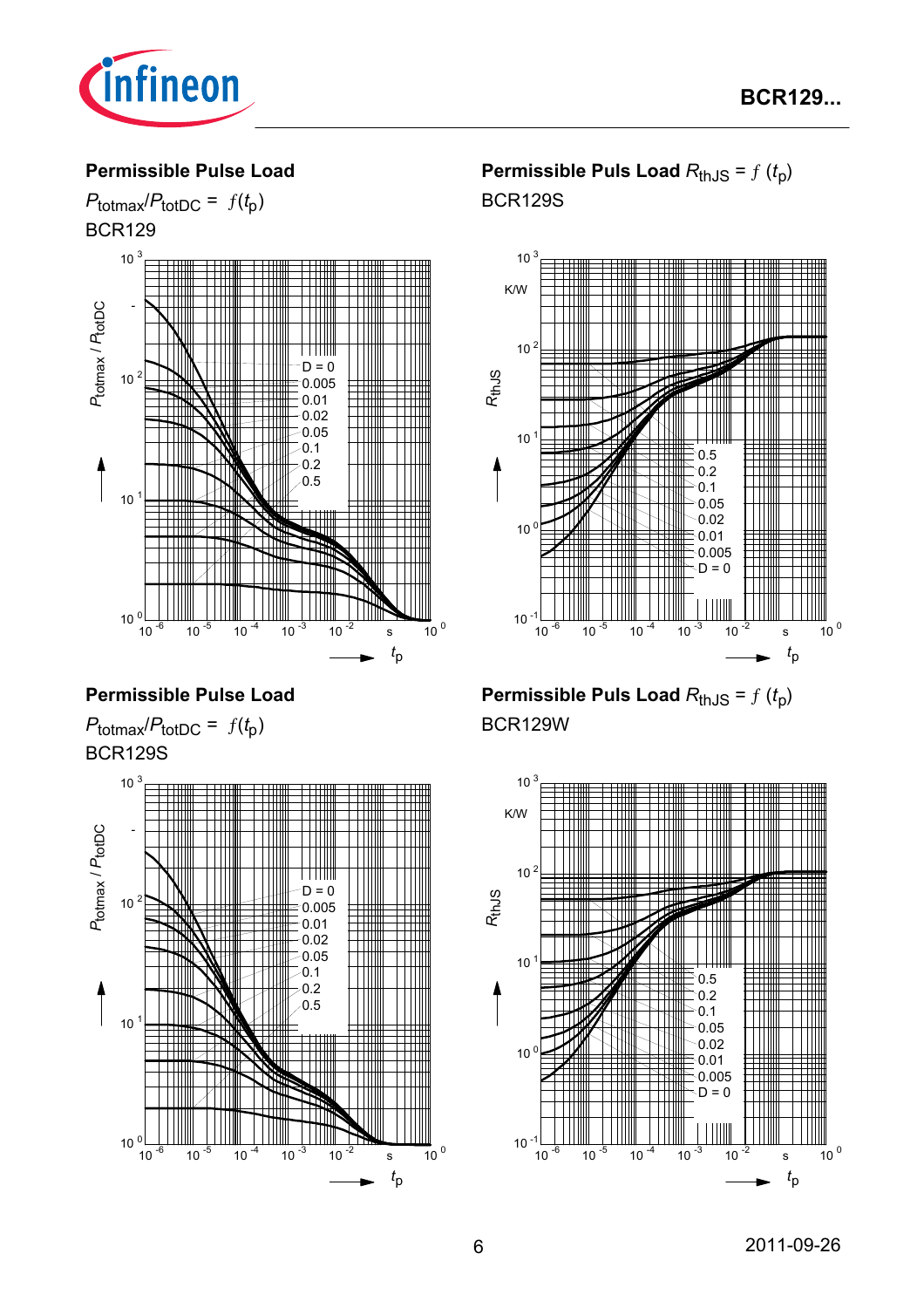## Permissible Pulse Load

$P_{totmax}/P_{totDC} = f(t_p)$

BCR129

$P_{totmax} / P_{totDC}$

D = 0
0.005
0.01
0.02
0.05
0.1
0.2
0.5

$t_p$

## Permissible Puls Load $R_{thJS} = f(t_p)$

BCR129S

$R_{thJS}$

K/W

0.5
0.2
0.1
0.05
0.02
0.01
0.005
D = 0

$t_p$

## Permissible Pulse Load

$P_{totmax}/P_{totDC} = f(t_p)$

BCR129S

$P_{totmax} / P_{totDC}$

D = 0
0.005
0.01
0.02
0.05
0.1
0.2
0.5

$t_p$

## Permissible Puls Load $R_{thJS} = f(t_p)$

BCR129W

$R_{thJS}$

K/W

0.5
0.2
0.1
0.05
0.02
0.01
0.005
D = 0

$t_p$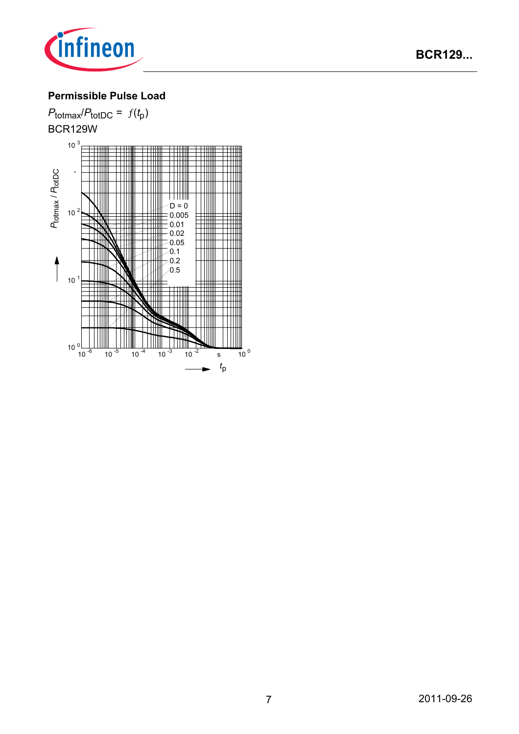**Permissible Pulse Load**

$P_{totmax}/P_{totDC} = f(t_p)$

BCR129W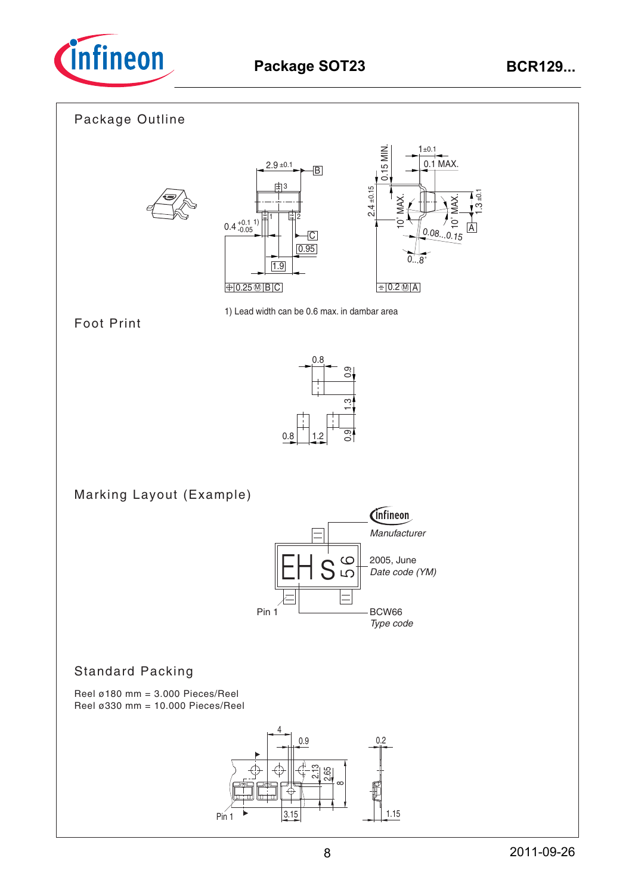# Package SOT23

## Package Outline

1) Lead width can be 0.6 max. in dambar area

## Foot Print

## Marking Layout (Example)

Manufacturer

2005, June
*Date code (YM)*

Pin 1

BCW66
*Type code*

## Standard Packing

Reel ø180 mm = 3.000 Pieces/Reel
Reel ø330 mm = 10.000 Pieces/Reel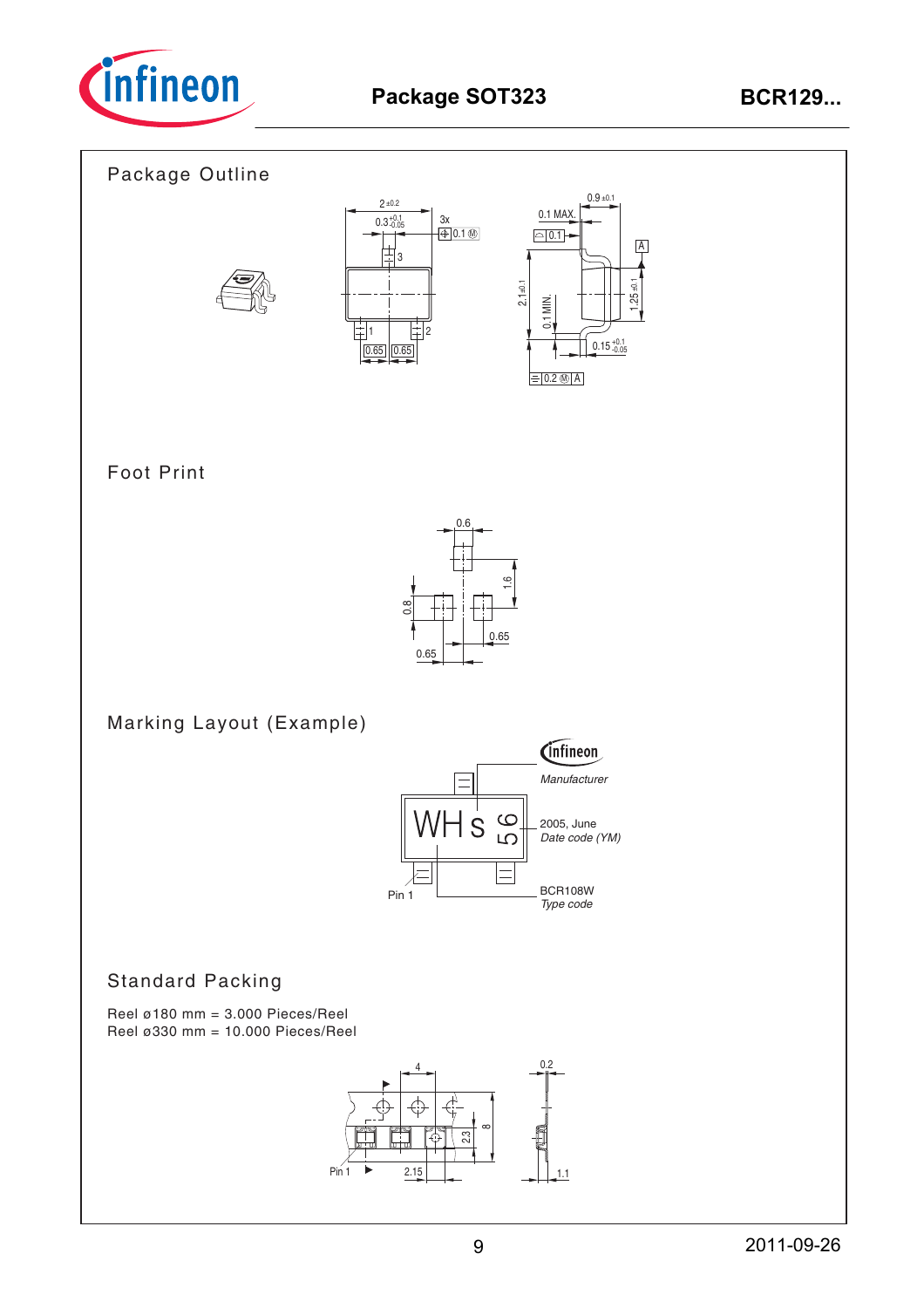## Package Outline

## Foot Print

## Marking Layout (Example)

## Standard Packing

Reel ø180 mm = 3.000 Pieces/Reel
Reel ø330 mm = 10.000 Pieces/Reel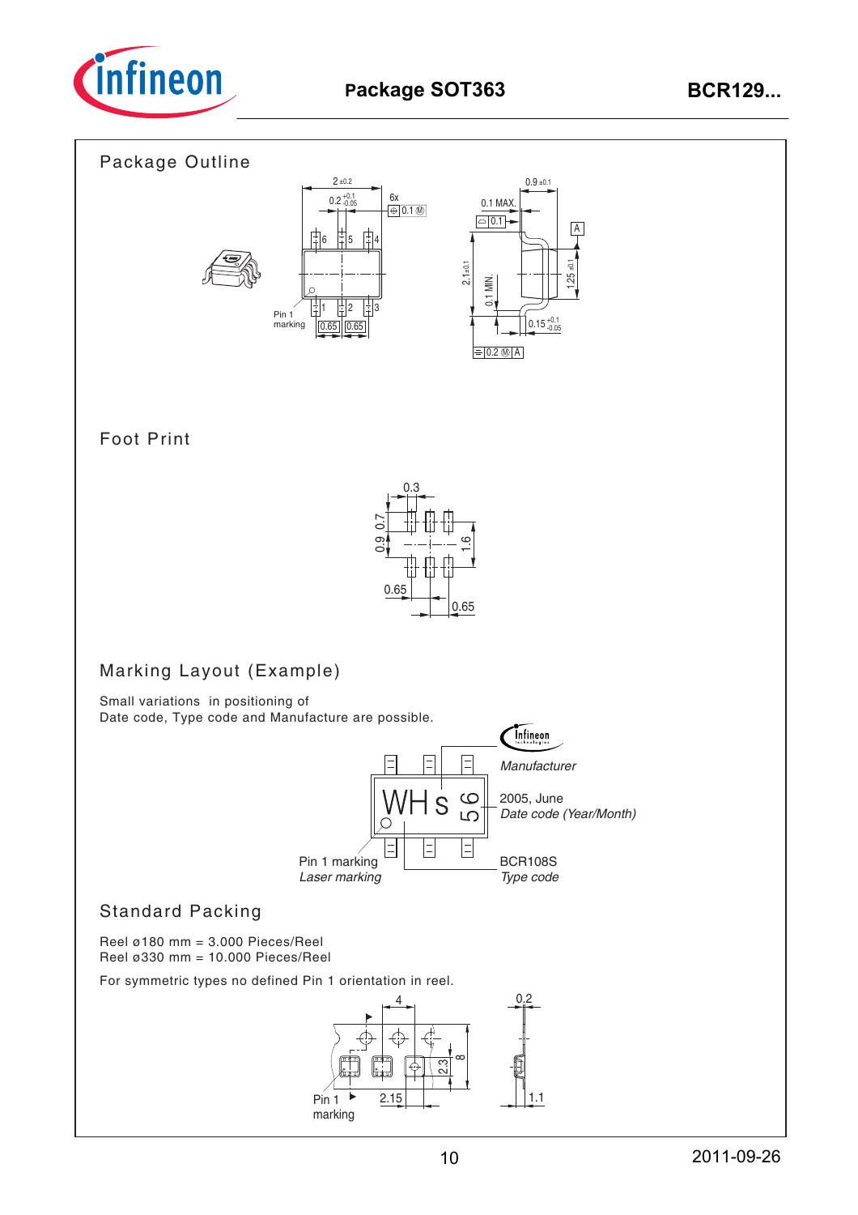# Package SOT363

## Package Outline

## Foot Print

## Marking Layout (Example)

Small variations in positioning of
Date code, Type code and Manufacture are possible.

*Manufacturer*

2005, June
*Date code (Year/Month)*

Pin 1 marking
*Laser marking*

BCR108S
*Type code*

## Standard Packing

Reel ø180 mm = 3.000 Pieces/Reel
Reel ø330 mm = 10.000 Pieces/Reel

For symmetric types no defined Pin 1 orientation in reel.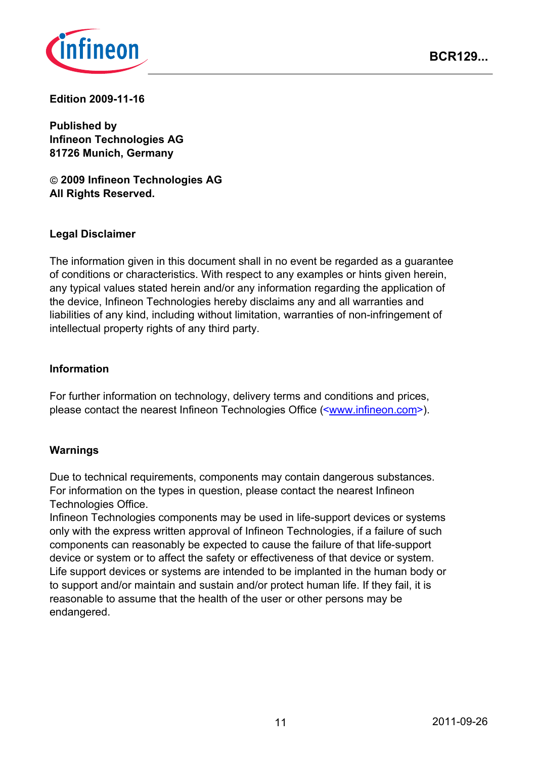**Edition 2009-11-16**

**Published by**
**Infineon Technologies AG**
**81726 Munich, Germany**

**© 2009 Infineon Technologies AG**
**All Rights Reserved.**

## Legal Disclaimer

The information given in this document shall in no event be regarded as a guarantee of conditions or characteristics. With respect to any examples or hints given herein, any typical values stated herein and/or any information regarding the application of the device, Infineon Technologies hereby disclaims any and all warranties and liabilities of any kind, including without limitation, warranties of non-infringement of intellectual property rights of any third party.

## Information

For further information on technology, delivery terms and conditions and prices, please contact the nearest Infineon Technologies Office (<www.infineon.com>).

## Warnings

Due to technical requirements, components may contain dangerous substances. For information on the types in question, please contact the nearest Infineon Technologies Office.
Infineon Technologies components may be used in life-support devices or systems only with the express written approval of Infineon Technologies, if a failure of such components can reasonably be expected to cause the failure of that life-support device or system or to affect the safety or effectiveness of that device or system. Life support devices or systems are intended to be implanted in the human body or to support and/or maintain and sustain and/or protect human life. If they fail, it is reasonable to assume that the health of the user or other persons may be endangered.